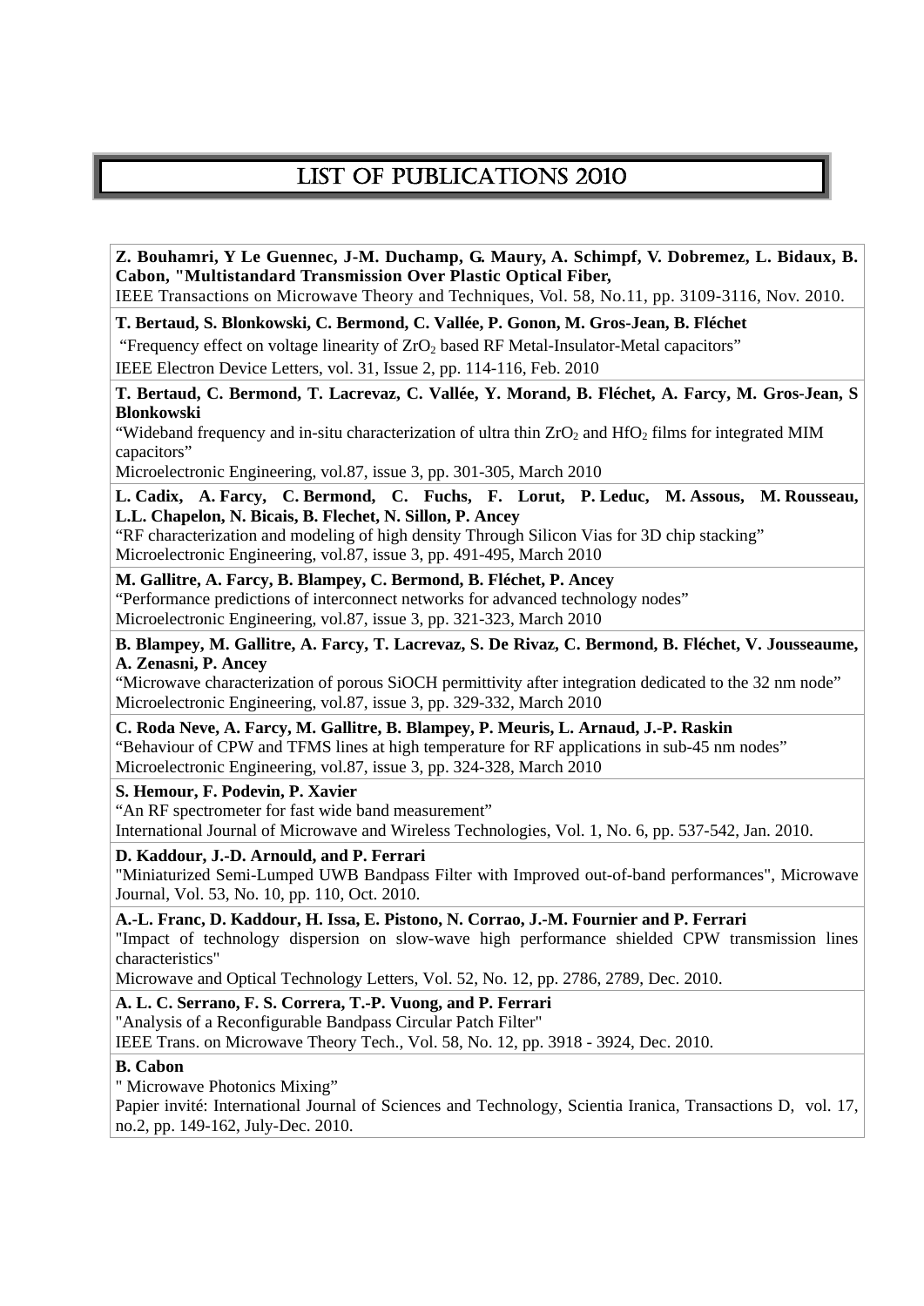# LIST OF PUBLICATIONS 2010

**Z. Bouhamri, Y Le Guennec, J-M. Duchamp, G. Maury, A. Schimpf, V. Dobremez, L. Bidaux, B. Cabon, "Multistandard Transmission Over Plastic Optical Fiber,**
IEEE Transactions on Microwave Theory and Techniques, Vol. 58, No.11, pp. 3109-3116, Nov. 2010.

**T. Bertaud, S. Blonkowski, C. Bermond, C. Vallée, P. Gonon, M. Gros-Jean, B. Fléchet**
"Frequency effect on voltage linearity of $ZrO_2$ based RF Metal-Insulator-Metal capacitors"
IEEE Electron Device Letters, vol. 31, Issue 2, pp. 114-116, Feb. 2010

**T. Bertaud, C. Bermond, T. Lacrevaz, C. Vallée, Y. Morand, B. Fléchet, A. Farcy, M. Gros-Jean, S Blonkowski**
"Wideband frequency and in-situ characterization of ultra thin $ZrO_2$ and $HfO_2$ films for integrated MIM capacitors"
Microelectronic Engineering, vol.87, issue 3, pp. 301-305, March 2010

**L. Cadix, A. Farcy, C. Bermond, C. Fuchs, F. Lorut, P. Leduc, M. Assous, M. Rousseau, L.L. Chapelon, N. Bicais, B. Flechet, N. Sillon, P. Ancey**
"RF characterization and modeling of high density Through Silicon Vias for 3D chip stacking"
Microelectronic Engineering, vol.87, issue 3, pp. 491-495, March 2010

**M. Gallitre, A. Farcy, B. Blampey, C. Bermond, B. Fléchet, P. Ancey**
"Performance predictions of interconnect networks for advanced technology nodes"
Microelectronic Engineering, vol.87, issue 3, pp. 321-323, March 2010

**B. Blampey, M. Gallitre, A. Farcy, T. Lacrevaz, S. De Rivaz, C. Bermond, B. Fléchet, V. Jousseaume, A. Zenasni, P. Ancey**
"Microwave characterization of porous SiOCH permittivity after integration dedicated to the 32 nm node"
Microelectronic Engineering, vol.87, issue 3, pp. 329-332, March 2010

**C. Roda Neve, A. Farcy, M. Gallitre, B. Blampey, P. Meuris, L. Arnaud, J.-P. Raskin**
"Behaviour of CPW and TFMS lines at high temperature for RF applications in sub-45 nm nodes"
Microelectronic Engineering, vol.87, issue 3, pp. 324-328, March 2010

**S. Hemour, F. Podevin, P. Xavier**
"An RF spectrometer for fast wide band measurement"
International Journal of Microwave and Wireless Technologies, Vol. 1, No. 6, pp. 537-542, Jan. 2010.

**D. Kaddour, J.-D. Arnould, and P. Ferrari**
"Miniaturized Semi-Lumped UWB Bandpass Filter with Improved out-of-band performances", Microwave Journal, Vol. 53, No. 10, pp. 110, Oct. 2010.

**A.-L. Franc, D. Kaddour, H. Issa, E. Pistono, N. Corrao, J.-M. Fournier and P. Ferrari**
"Impact of technology dispersion on slow-wave high performance shielded CPW transmission lines characteristics"
Microwave and Optical Technology Letters, Vol. 52, No. 12, pp. 2786, 2789, Dec. 2010.

**A. L. C. Serrano, F. S. Correra, T.-P. Vuong, and P. Ferrari**
"Analysis of a Reconfigurable Bandpass Circular Patch Filter"
IEEE Trans. on Microwave Theory Tech., Vol. 58, No. 12, pp. 3918 - 3924, Dec. 2010.

**B. Cabon**
" Microwave Photonics Mixing"
Papier invité: International Journal of Sciences and Technology, Scientia Iranica, Transactions D, vol. 17, no.2, pp. 149-162, July-Dec. 2010.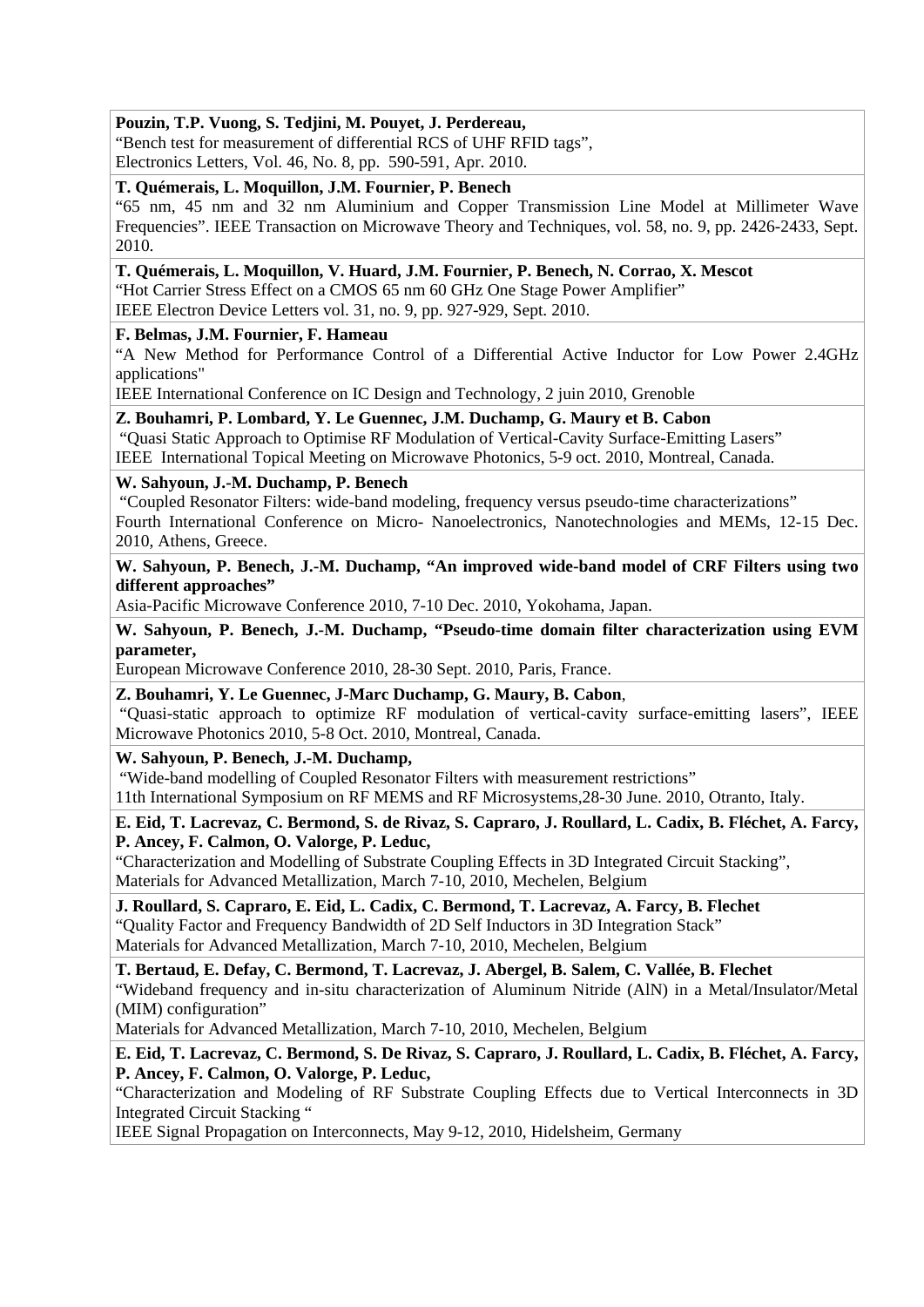**Pouzin, T.P. Vuong, S. Tedjini, M. Pouyet, J. Perdereau,**
"Bench test for measurement of differential RCS of UHF RFID tags",
Electronics Letters, Vol. 46, No. 8, pp. 590-591, Apr. 2010.

**T. Quémerais, L. Moquillon, J.M. Fournier, P. Benech**
"65 nm, 45 nm and 32 nm Aluminium and Copper Transmission Line Model at Millimeter Wave Frequencies". IEEE Transaction on Microwave Theory and Techniques, vol. 58, no. 9, pp. 2426-2433, Sept. 2010.

**T. Quémerais, L. Moquillon, V. Huard, J.M. Fournier, P. Benech, N. Corrao, X. Mescot**
"Hot Carrier Stress Effect on a CMOS 65 nm 60 GHz One Stage Power Amplifier"
IEEE Electron Device Letters vol. 31, no. 9, pp. 927-929, Sept. 2010.

**F. Belmas, J.M. Fournier, F. Hameau**
"A New Method for Performance Control of a Differential Active Inductor for Low Power 2.4GHz applications"
IEEE International Conference on IC Design and Technology, 2 juin 2010, Grenoble

**Z. Bouhamri, P. Lombard, Y. Le Guennec, J.M. Duchamp, G. Maury et B. Cabon**
"Quasi Static Approach to Optimise RF Modulation of Vertical-Cavity Surface-Emitting Lasers"
IEEE International Topical Meeting on Microwave Photonics, 5-9 oct. 2010, Montreal, Canada.

**W. Sahyoun, J.-M. Duchamp, P. Benech**
"Coupled Resonator Filters: wide-band modeling, frequency versus pseudo-time characterizations"
Fourth International Conference on Micro- Nanoelectronics, Nanotechnologies and MEMs, 12-15 Dec. 2010, Athens, Greece.

**W. Sahyoun, P. Benech, J.-M. Duchamp, "An improved wide-band model of CRF Filters using two different approaches"**
Asia-Pacific Microwave Conference 2010, 7-10 Dec. 2010, Yokohama, Japan.

**W. Sahyoun, P. Benech, J.-M. Duchamp, "Pseudo-time domain filter characterization using EVM parameter,**
European Microwave Conference 2010, 28-30 Sept. 2010, Paris, France.

**Z. Bouhamri, Y. Le Guennec, J-Marc Duchamp, G. Maury, B. Cabon**,
"Quasi-static approach to optimize RF modulation of vertical-cavity surface-emitting lasers", IEEE Microwave Photonics 2010, 5-8 Oct. 2010, Montreal, Canada.

**W. Sahyoun, P. Benech, J.-M. Duchamp,**
"Wide-band modelling of Coupled Resonator Filters with measurement restrictions"
11th International Symposium on RF MEMS and RF Microsystems,28-30 June. 2010, Otranto, Italy.

**E. Eid, T. Lacrevaz, C. Bermond, S. de Rivaz, S. Capraro, J. Roullard, L. Cadix, B. Fléchet, A. Farcy, P. Ancey, F. Calmon, O. Valorge, P. Leduc,**
"Characterization and Modelling of Substrate Coupling Effects in 3D Integrated Circuit Stacking",
Materials for Advanced Metallization, March 7-10, 2010, Mechelen, Belgium

**J. Roullard, S. Capraro, E. Eid, L. Cadix, C. Bermond, T. Lacrevaz, A. Farcy, B. Flechet**
"Quality Factor and Frequency Bandwidth of 2D Self Inductors in 3D Integration Stack"
Materials for Advanced Metallization, March 7-10, 2010, Mechelen, Belgium

**T. Bertaud, E. Defay, C. Bermond, T. Lacrevaz, J. Abergel, B. Salem, C. Vallée, B. Flechet**
"Wideband frequency and in-situ characterization of Aluminum Nitride (AlN) in a Metal/Insulator/Metal (MIM) configuration"
Materials for Advanced Metallization, March 7-10, 2010, Mechelen, Belgium

**E. Eid, T. Lacrevaz, C. Bermond, S. De Rivaz, S. Capraro, J. Roullard, L. Cadix, B. Fléchet, A. Farcy, P. Ancey, F. Calmon, O. Valorge, P. Leduc,**
"Characterization and Modeling of RF Substrate Coupling Effects due to Vertical Interconnects in 3D Integrated Circuit Stacking "
IEEE Signal Propagation on Interconnects, May 9-12, 2010, Hidelsheim, Germany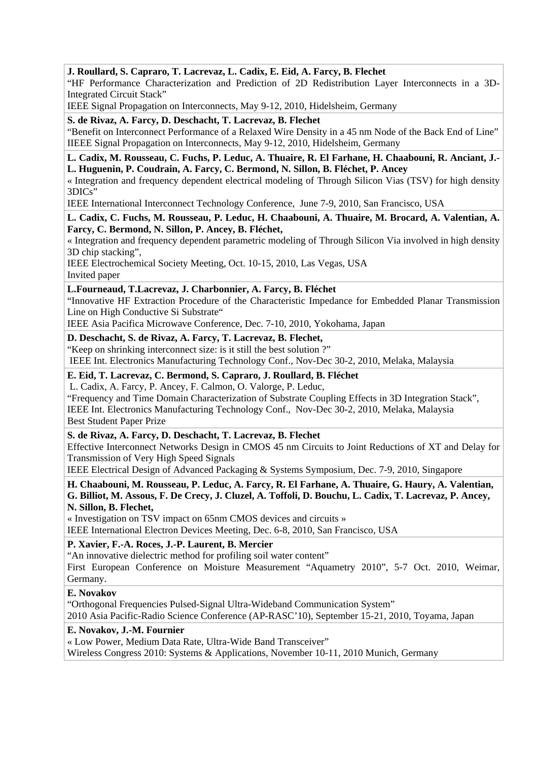**J. Roullard, S. Capraro, T. Lacrevaz, L. Cadix, E. Eid, A. Farcy, B. Flechet**
"HF Performance Characterization and Prediction of 2D Redistribution Layer Interconnects in a 3D-Integrated Circuit Stack"
IEEE Signal Propagation on Interconnects, May 9-12, 2010, Hidelsheim, Germany

**S. de Rivaz, A. Farcy, D. Deschacht, T. Lacrevaz, B. Flechet**
"Benefit on Interconnect Performance of a Relaxed Wire Density in a 45 nm Node of the Back End of Line"
IIEEE Signal Propagation on Interconnects, May 9-12, 2010, Hidelsheim, Germany

**L. Cadix, M. Rousseau, C. Fuchs, P. Leduc, A. Thuaire, R. El Farhane, H. Chaabouni, R. Anciant, J.-L. Huguenin, P. Coudrain, A. Farcy, C. Bermond, N. Sillon, B. Fléchet, P. Ancey**
« Integration and frequency dependent electrical modeling of Through Silicon Vias (TSV) for high density 3DICs"
IEEE International Interconnect Technology Conference, June 7-9, 2010, San Francisco, USA

**L. Cadix, C. Fuchs, M. Rousseau, P. Leduc, H. Chaabouni, A. Thuaire, M. Brocard, A. Valentian, A. Farcy, C. Bermond, N. Sillon, P. Ancey, B. Fléchet,**
« Integration and frequency dependent parametric modeling of Through Silicon Via involved in high density 3D chip stacking",
IEEE Electrochemical Society Meeting, Oct. 10-15, 2010, Las Vegas, USA
Invited paper

**L.Fourneaud, T.Lacrevaz, J. Charbonnier, A. Farcy, B. Fléchet**
"Innovative HF Extraction Procedure of the Characteristic Impedance for Embedded Planar Transmission Line on High Conductive Si Substrate"
IEEE Asia Pacifica Microwave Conference, Dec. 7-10, 2010, Yokohama, Japan

**D. Deschacht, S. de Rivaz, A. Farcy, T. Lacrevaz, B. Flechet,**
"Keep on shrinking interconnect size: is it still the best solution ?"
IEEE Int. Electronics Manufacturing Technology Conf., Nov-Dec 30-2, 2010, Melaka, Malaysia

**E. Eid, T. Lacrevaz, C. Bermond, S. Capraro, J. Roullard, B. Fléchet**
L. Cadix, A. Farcy, P. Ancey, F. Calmon, O. Valorge, P. Leduc,
"Frequency and Time Domain Characterization of Substrate Coupling Effects in 3D Integration Stack",
IEEE Int. Electronics Manufacturing Technology Conf., Nov-Dec 30-2, 2010, Melaka, Malaysia
Best Student Paper Prize

**S. de Rivaz, A. Farcy, D. Deschacht, T. Lacrevaz, B. Flechet**
Effective Interconnect Networks Design in CMOS 45 nm Circuits to Joint Reductions of XT and Delay for Transmission of Very High Speed Signals
IEEE Electrical Design of Advanced Packaging & Systems Symposium, Dec. 7-9, 2010, Singapore

**H. Chaabouni, M. Rousseau, P. Leduc, A. Farcy, R. El Farhane, A. Thuaire, G. Haury, A. Valentian, G. Billiot, M. Assous, F. De Crecy, J. Cluzel, A. Toffoli, D. Bouchu, L. Cadix, T. Lacrevaz, P. Ancey, N. Sillon, B. Flechet,**
« Investigation on TSV impact on 65nm CMOS devices and circuits »
IEEE International Electron Devices Meeting, Dec. 6-8, 2010, San Francisco, USA

**P. Xavier, F.-A. Roces, J.-P. Laurent, B. Mercier**
"An innovative dielectric method for profiling soil water content"
First European Conference on Moisture Measurement "Aquametry 2010", 5-7 Oct. 2010, Weimar, Germany.

**E. Novakov**
"Orthogonal Frequencies Pulsed-Signal Ultra-Wideband Communication System"
2010 Asia Pacific-Radio Science Conference (AP-RASC'10), September 15-21, 2010, Toyama, Japan

**E. Novakov, J.-M. Fournier**
« Low Power, Medium Data Rate, Ultra-Wide Band Transceiver"
Wireless Congress 2010: Systems & Applications, November 10-11, 2010 Munich, Germany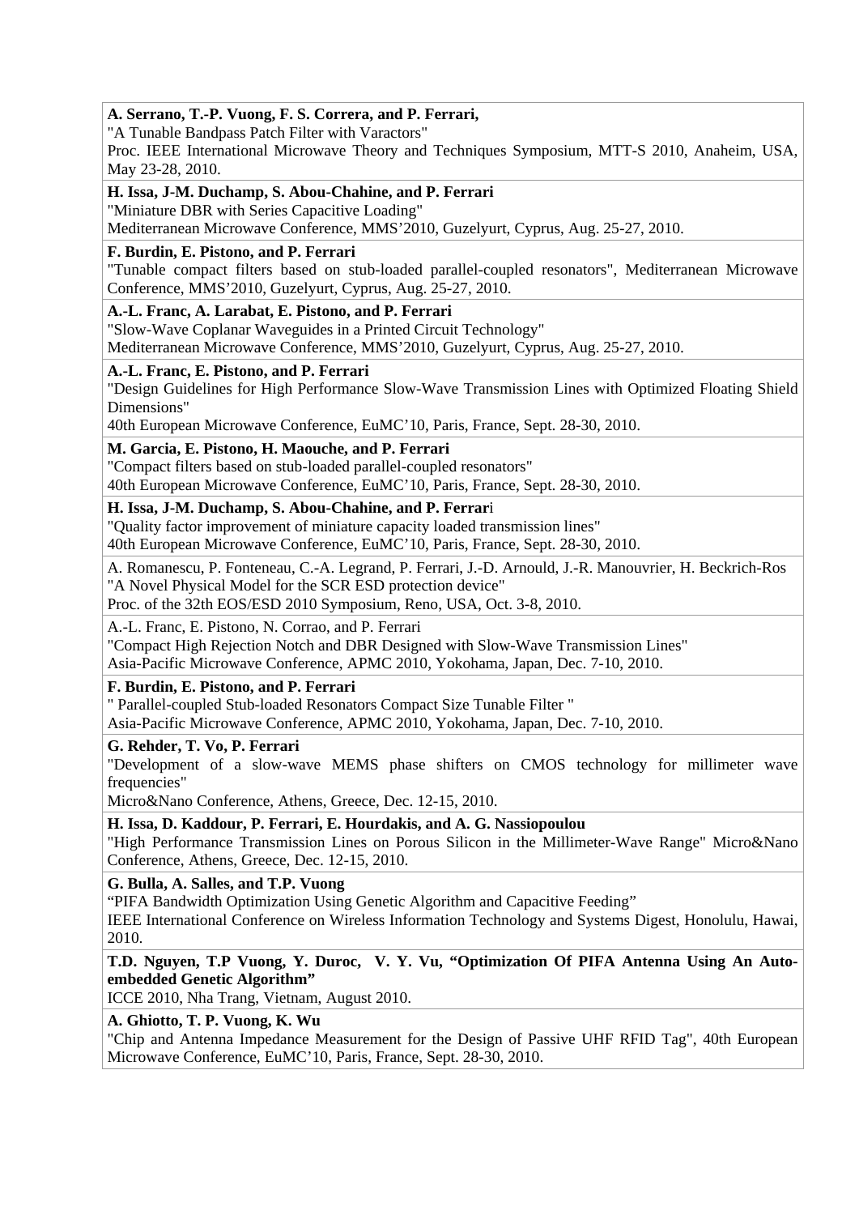**A. Serrano, T.-P. Vuong, F. S. Correra, and P. Ferrari,**
"A Tunable Bandpass Patch Filter with Varactors"
Proc. IEEE International Microwave Theory and Techniques Symposium, MTT-S 2010, Anaheim, USA, May 23-28, 2010.

**H. Issa, J-M. Duchamp, S. Abou-Chahine, and P. Ferrari**
"Miniature DBR with Series Capacitive Loading"
Mediterranean Microwave Conference, MMS'2010, Guzelyurt, Cyprus, Aug. 25-27, 2010.

**F. Burdin, E. Pistono, and P. Ferrari**
"Tunable compact filters based on stub-loaded parallel-coupled resonators", Mediterranean Microwave Conference, MMS'2010, Guzelyurt, Cyprus, Aug. 25-27, 2010.

**A.-L. Franc, A. Larabat, E. Pistono, and P. Ferrari**
"Slow-Wave Coplanar Waveguides in a Printed Circuit Technology"
Mediterranean Microwave Conference, MMS'2010, Guzelyurt, Cyprus, Aug. 25-27, 2010.

**A.-L. Franc, E. Pistono, and P. Ferrari**
"Design Guidelines for High Performance Slow-Wave Transmission Lines with Optimized Floating Shield Dimensions"
40th European Microwave Conference, EuMC'10, Paris, France, Sept. 28-30, 2010.

**M. Garcia, E. Pistono, H. Maouche, and P. Ferrari**
"Compact filters based on stub-loaded parallel-coupled resonators"
40th European Microwave Conference, EuMC'10, Paris, France, Sept. 28-30, 2010.

**H. Issa, J-M. Duchamp, S. Abou-Chahine, and P. Ferrar**i
"Quality factor improvement of miniature capacity loaded transmission lines"
40th European Microwave Conference, EuMC'10, Paris, France, Sept. 28-30, 2010.

A. Romanescu, P. Fonteneau, C.-A. Legrand, P. Ferrari, J.-D. Arnould, J.-R. Manouvrier, H. Beckrich-Ros
"A Novel Physical Model for the SCR ESD protection device"
Proc. of the 32th EOS/ESD 2010 Symposium, Reno, USA, Oct. 3-8, 2010.

A.-L. Franc, E. Pistono, N. Corrao, and P. Ferrari
"Compact High Rejection Notch and DBR Designed with Slow-Wave Transmission Lines"
Asia-Pacific Microwave Conference, APMC 2010, Yokohama, Japan, Dec. 7-10, 2010.

**F. Burdin, E. Pistono, and P. Ferrari**
" Parallel-coupled Stub-loaded Resonators Compact Size Tunable Filter "
Asia-Pacific Microwave Conference, APMC 2010, Yokohama, Japan, Dec. 7-10, 2010.

**G. Rehder, T. Vo, P. Ferrari**
"Development of a slow-wave MEMS phase shifters on CMOS technology for millimeter wave frequencies"
Micro&Nano Conference, Athens, Greece, Dec. 12-15, 2010.

**H. Issa, D. Kaddour, P. Ferrari, E. Hourdakis, and A. G. Nassiopoulou**
"High Performance Transmission Lines on Porous Silicon in the Millimeter-Wave Range" Micro&Nano Conference, Athens, Greece, Dec. 12-15, 2010.

**G. Bulla, A. Salles, and T.P. Vuong**
"PIFA Bandwidth Optimization Using Genetic Algorithm and Capacitive Feeding"
IEEE International Conference on Wireless Information Technology and Systems Digest, Honolulu, Hawai, 2010.

**T.D. Nguyen, T.P Vuong, Y. Duroc, V. Y. Vu, "Optimization Of PIFA Antenna Using An Auto-embedded Genetic Algorithm"**
ICCE 2010, Nha Trang, Vietnam, August 2010.

**A. Ghiotto, T. P. Vuong, K. Wu**
"Chip and Antenna Impedance Measurement for the Design of Passive UHF RFID Tag", 40th European Microwave Conference, EuMC'10, Paris, France, Sept. 28-30, 2010.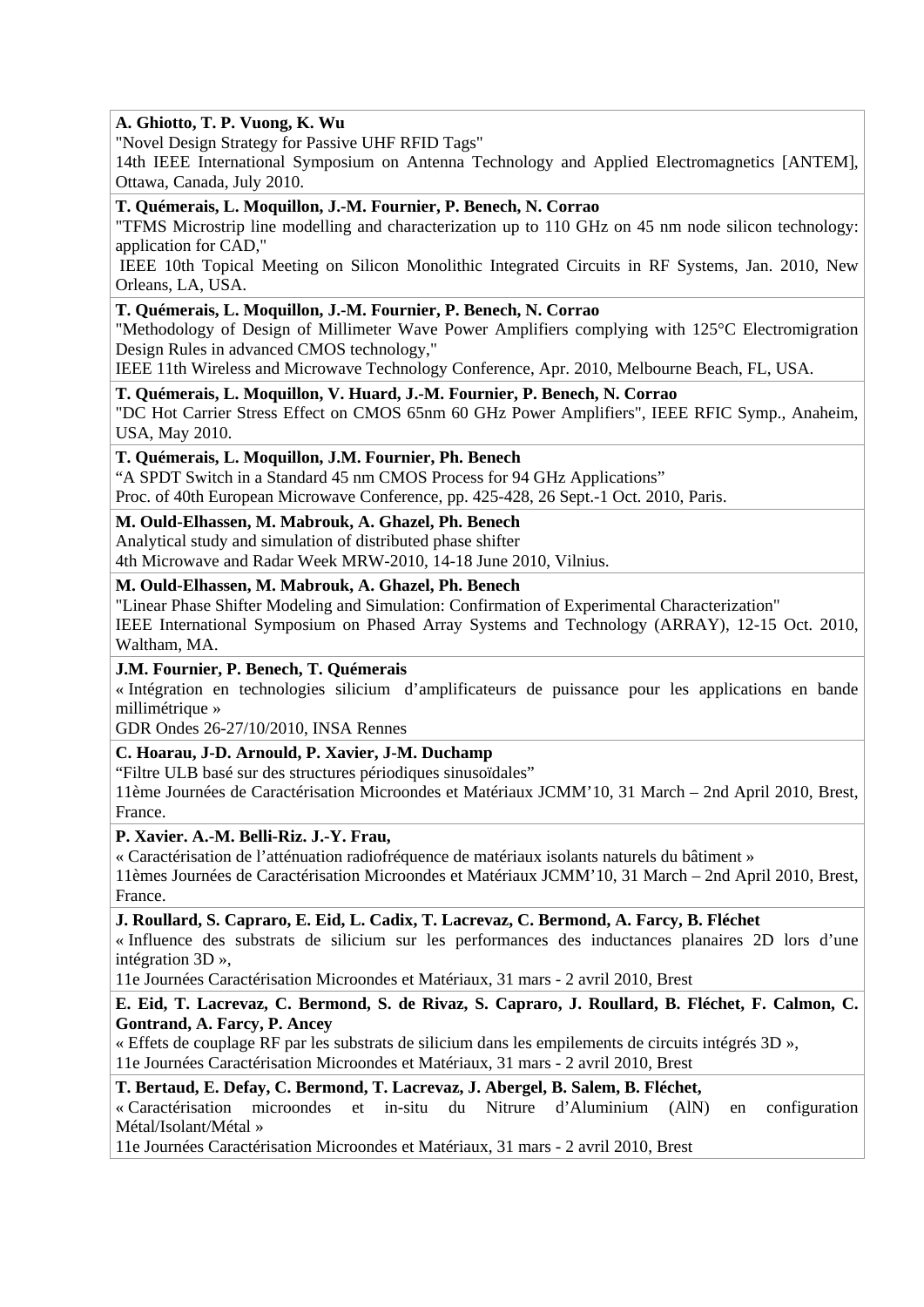**A. Ghiotto, T. P. Vuong, K. Wu**
"Novel Design Strategy for Passive UHF RFID Tags"
14th IEEE International Symposium on Antenna Technology and Applied Electromagnetics [ANTEM], Ottawa, Canada, July 2010.

**T. Quémerais, L. Moquillon, J.-M. Fournier, P. Benech, N. Corrao**
"TFMS Microstrip line modelling and characterization up to 110 GHz on 45 nm node silicon technology: application for CAD,"
IEEE 10th Topical Meeting on Silicon Monolithic Integrated Circuits in RF Systems, Jan. 2010, New Orleans, LA, USA.

**T. Quémerais, L. Moquillon, J.-M. Fournier, P. Benech, N. Corrao**
"Methodology of Design of Millimeter Wave Power Amplifiers complying with 125°C Electromigration Design Rules in advanced CMOS technology,"
IEEE 11th Wireless and Microwave Technology Conference, Apr. 2010, Melbourne Beach, FL, USA.

**T. Quémerais, L. Moquillon, V. Huard, J.-M. Fournier, P. Benech, N. Corrao**
"DC Hot Carrier Stress Effect on CMOS 65nm 60 GHz Power Amplifiers", IEEE RFIC Symp., Anaheim, USA, May 2010.

**T. Quémerais, L. Moquillon, J.M. Fournier, Ph. Benech**
"A SPDT Switch in a Standard 45 nm CMOS Process for 94 GHz Applications"
Proc. of 40th European Microwave Conference, pp. 425-428, 26 Sept.-1 Oct. 2010, Paris.

**M. Ould-Elhassen, M. Mabrouk, A. Ghazel, Ph. Benech**
Analytical study and simulation of distributed phase shifter
4th Microwave and Radar Week MRW-2010, 14-18 June 2010, Vilnius.

**M. Ould-Elhassen, M. Mabrouk, A. Ghazel, Ph. Benech**
"Linear Phase Shifter Modeling and Simulation: Confirmation of Experimental Characterization"
IEEE International Symposium on Phased Array Systems and Technology (ARRAY), 12-15 Oct. 2010, Waltham, MA.

**J.M. Fournier, P. Benech, T. Quémerais**
« Intégration en technologies silicium d'amplificateurs de puissance pour les applications en bande millimétrique »
GDR Ondes 26-27/10/2010, INSA Rennes

**C. Hoarau, J-D. Arnould, P. Xavier, J-M. Duchamp**
"Filtre ULB basé sur des structures périodiques sinusoïdales"
11ème Journées de Caractérisation Microondes et Matériaux JCMM'10, 31 March – 2nd April 2010, Brest, France.

**P. Xavier. A.-M. Belli-Riz. J.-Y. Frau,**
« Caractérisation de l'atténuation radiofréquence de matériaux isolants naturels du bâtiment »
11èmes Journées de Caractérisation Microondes et Matériaux JCMM'10, 31 March – 2nd April 2010, Brest, France.

**J. Roullard, S. Capraro, E. Eid, L. Cadix, T. Lacrevaz, C. Bermond, A. Farcy, B. Fléchet**
« Influence des substrats de silicium sur les performances des inductances planaires 2D lors d'une intégration 3D »,
11e Journées Caractérisation Microondes et Matériaux, 31 mars - 2 avril 2010, Brest

**E. Eid, T. Lacrevaz, C. Bermond, S. de Rivaz, S. Capraro, J. Roullard, B. Fléchet, F. Calmon, C. Gontrand, A. Farcy, P. Ancey**
« Effets de couplage RF par les substrats de silicium dans les empilements de circuits intégrés 3D »,
11e Journées Caractérisation Microondes et Matériaux, 31 mars - 2 avril 2010, Brest

**T. Bertaud, E. Defay, C. Bermond, T. Lacrevaz, J. Abergel, B. Salem, B. Fléchet,**
« Caractérisation microondes et in-situ du Nitrure d'Aluminium (AlN) en configuration Métal/Isolant/Métal »
11e Journées Caractérisation Microondes et Matériaux, 31 mars - 2 avril 2010, Brest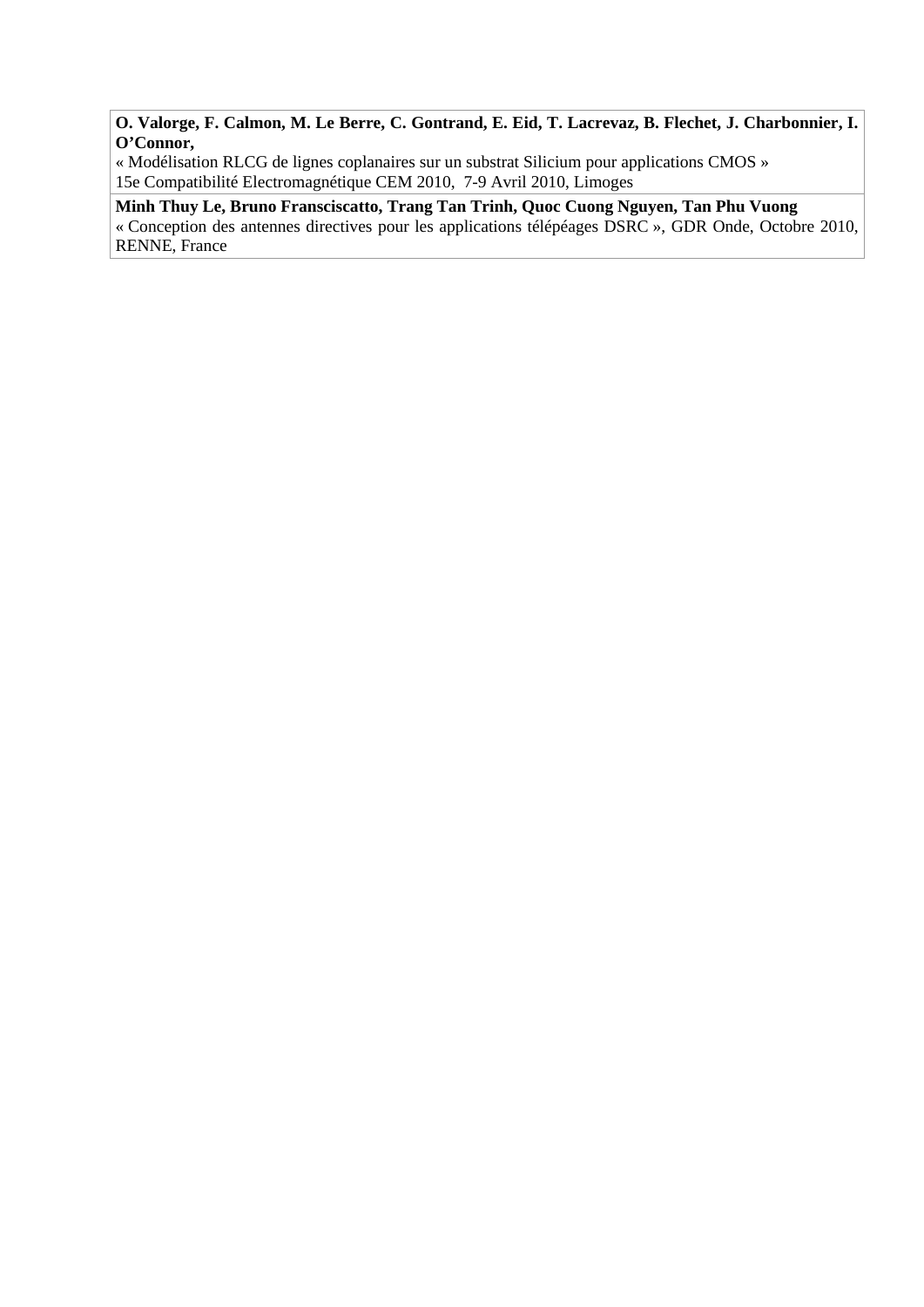**O. Valorge, F. Calmon, M. Le Berre, C. Gontrand, E. Eid, T. Lacrevaz, B. Flechet, J. Charbonnier, I. O'Connor,**
« Modélisation RLCG de lignes coplanaires sur un substrat Silicium pour applications CMOS »
15e Compatibilité Electromagnétique CEM 2010, 7-9 Avril 2010, Limoges

**Minh Thuy Le, Bruno Fransciscatto, Trang Tan Trinh, Quoc Cuong Nguyen, Tan Phu Vuong**
« Conception des antennes directives pour les applications télépéages DSRC », GDR Onde, Octobre 2010, RENNE, France